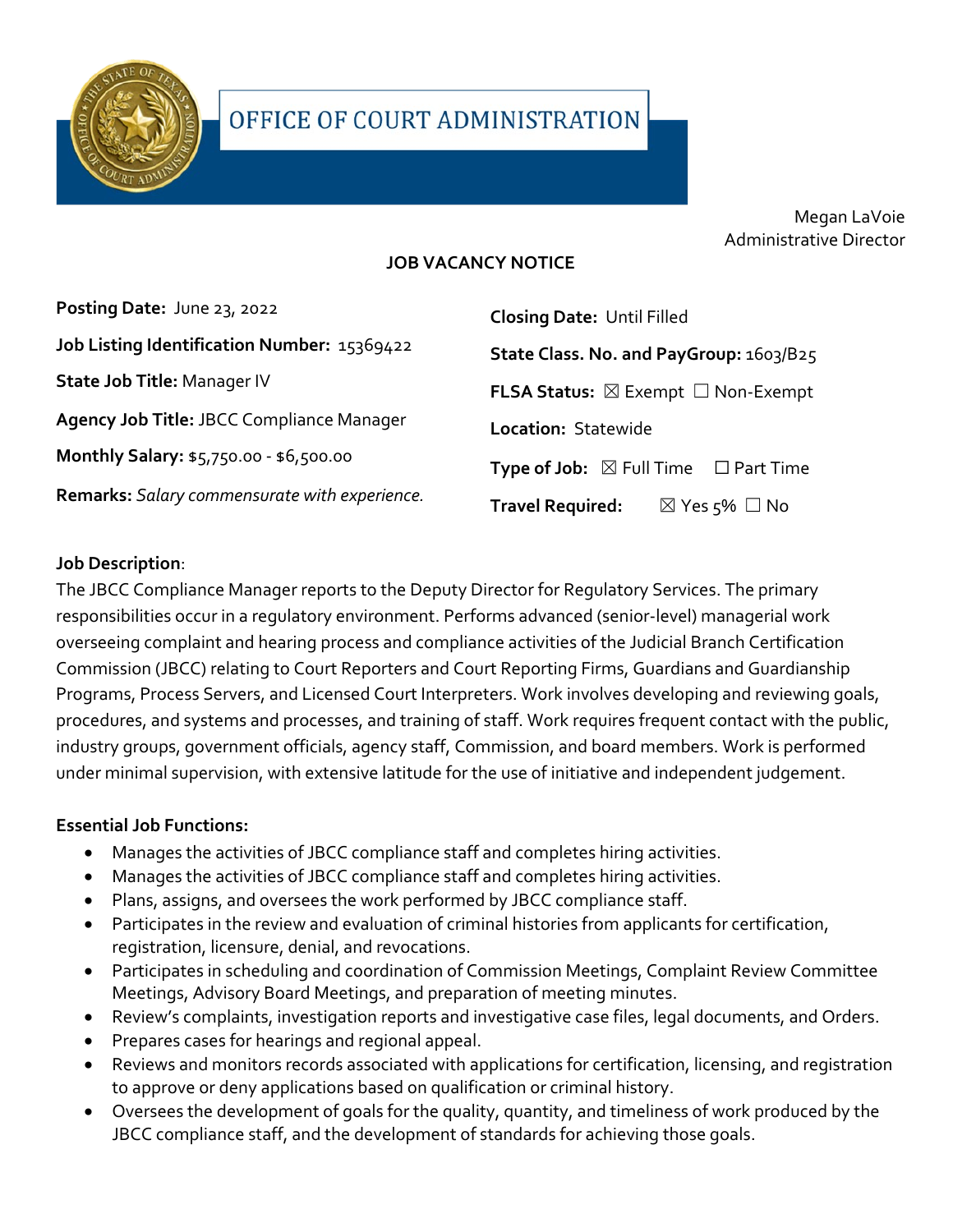# OFFICE OF COURT ADMINISTRATION

Megan LaVoie
Administrative Director

## JOB VACANCY NOTICE

**Posting Date:** June 23, 2022

**Job Listing Identification Number:** 15369422

**State Job Title:** Manager IV

**Agency Job Title:** JBCC Compliance Manager

**Monthly Salary:** $5,750.00 - $6,500.00

**Remarks:** *Salary commensurate with experience.*

**Closing Date:** Until Filled

**State Class. No. and PayGroup:** 1603/B25

**FLSA Status:** ☒ Exempt ☐ Non-Exempt

**Location:** Statewide

**Type of Job:** ☒ Full Time ☐ Part Time

**Travel Required:** ☒ Yes 5% ☐ No

**Job Description**:

The JBCC Compliance Manager reports to the Deputy Director for Regulatory Services. The primary responsibilities occur in a regulatory environment. Performs advanced (senior-level) managerial work overseeing complaint and hearing process and compliance activities of the Judicial Branch Certification Commission (JBCC) relating to Court Reporters and Court Reporting Firms, Guardians and Guardianship Programs, Process Servers, and Licensed Court Interpreters. Work involves developing and reviewing goals, procedures, and systems and processes, and training of staff. Work requires frequent contact with the public, industry groups, government officials, agency staff, Commission, and board members. Work is performed under minimal supervision, with extensive latitude for the use of initiative and independent judgement.

**Essential Job Functions:**

- Manages the activities of JBCC compliance staff and completes hiring activities.
- Manages the activities of JBCC compliance staff and completes hiring activities.
- Plans, assigns, and oversees the work performed by JBCC compliance staff.
- Participates in the review and evaluation of criminal histories from applicants for certification, registration, licensure, denial, and revocations.
- Participates in scheduling and coordination of Commission Meetings, Complaint Review Committee Meetings, Advisory Board Meetings, and preparation of meeting minutes.
- Review's complaints, investigation reports and investigative case files, legal documents, and Orders.
- Prepares cases for hearings and regional appeal.
- Reviews and monitors records associated with applications for certification, licensing, and registration to approve or deny applications based on qualification or criminal history.
- Oversees the development of goals for the quality, quantity, and timeliness of work produced by the JBCC compliance staff, and the development of standards for achieving those goals.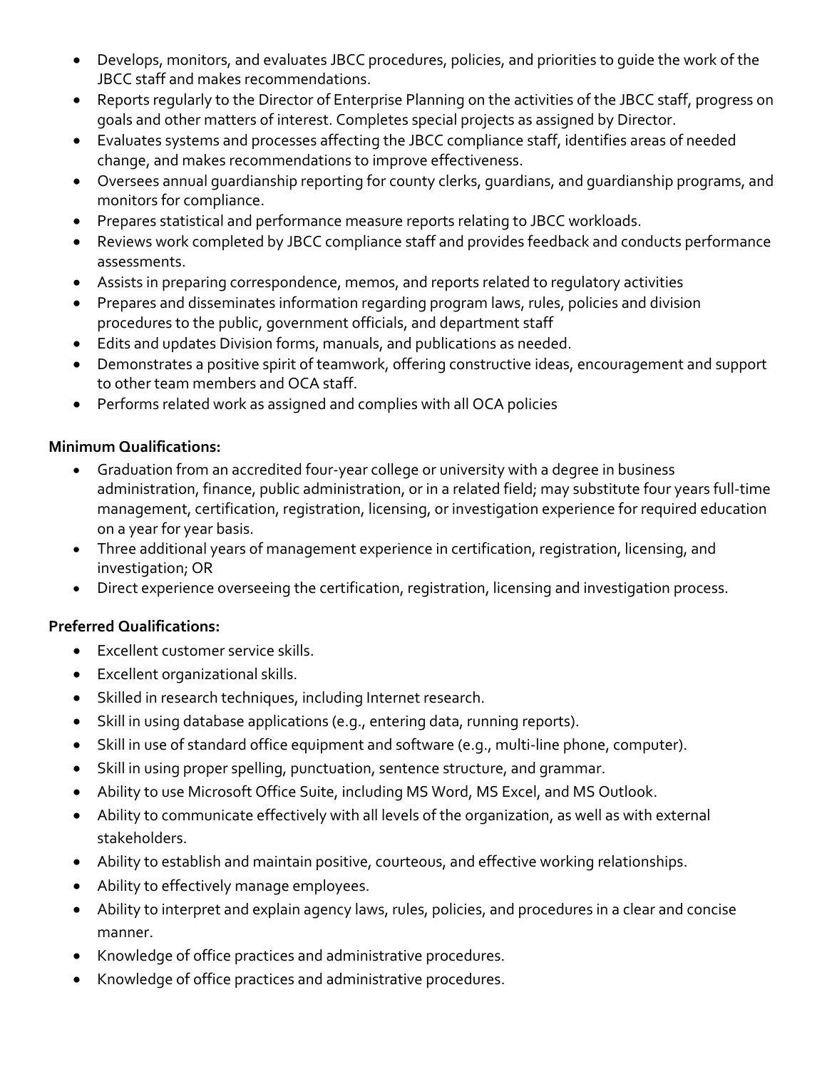- Develops, monitors, and evaluates JBCC procedures, policies, and priorities to guide the work of the JBCC staff and makes recommendations.
- Reports regularly to the Director of Enterprise Planning on the activities of the JBCC staff, progress on goals and other matters of interest. Completes special projects as assigned by Director.
- Evaluates systems and processes affecting the JBCC compliance staff, identifies areas of needed change, and makes recommendations to improve effectiveness.
- Oversees annual guardianship reporting for county clerks, guardians, and guardianship programs, and monitors for compliance.
- Prepares statistical and performance measure reports relating to JBCC workloads.
- Reviews work completed by JBCC compliance staff and provides feedback and conducts performance assessments.
- Assists in preparing correspondence, memos, and reports related to regulatory activities
- Prepares and disseminates information regarding program laws, rules, policies and division procedures to the public, government officials, and department staff
- Edits and updates Division forms, manuals, and publications as needed.
- Demonstrates a positive spirit of teamwork, offering constructive ideas, encouragement and support to other team members and OCA staff.
- Performs related work as assigned and complies with all OCA policies

**Minimum Qualifications:**

- Graduation from an accredited four-year college or university with a degree in business administration, finance, public administration, or in a related field; may substitute four years full-time management, certification, registration, licensing, or investigation experience for required education on a year for year basis.
- Three additional years of management experience in certification, registration, licensing, and investigation; OR
- Direct experience overseeing the certification, registration, licensing and investigation process.

**Preferred Qualifications:**

- Excellent customer service skills.
- Excellent organizational skills.
- Skilled in research techniques, including Internet research.
- Skill in using database applications (e.g., entering data, running reports).
- Skill in use of standard office equipment and software (e.g., multi-line phone, computer).
- Skill in using proper spelling, punctuation, sentence structure, and grammar.
- Ability to use Microsoft Office Suite, including MS Word, MS Excel, and MS Outlook.
- Ability to communicate effectively with all levels of the organization, as well as with external stakeholders.
- Ability to establish and maintain positive, courteous, and effective working relationships.
- Ability to effectively manage employees.
- Ability to interpret and explain agency laws, rules, policies, and procedures in a clear and concise manner.
- Knowledge of office practices and administrative procedures.
- Knowledge of office practices and administrative procedures.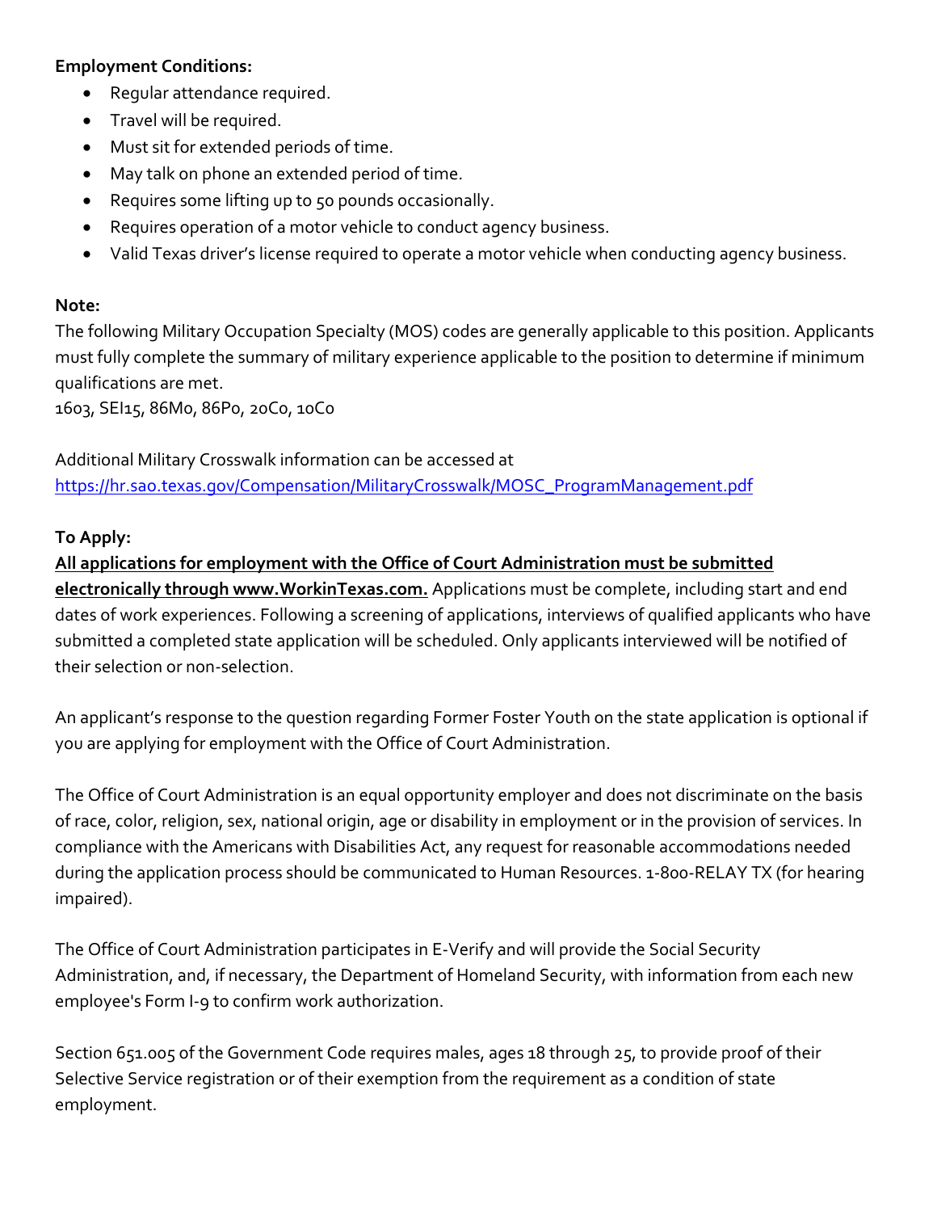**Employment Conditions:**

- Regular attendance required.
- Travel will be required.
- Must sit for extended periods of time.
- May talk on phone an extended period of time.
- Requires some lifting up to 50 pounds occasionally.
- Requires operation of a motor vehicle to conduct agency business.
- Valid Texas driver's license required to operate a motor vehicle when conducting agency business.

**Note:**

The following Military Occupation Specialty (MOS) codes are generally applicable to this position. Applicants must fully complete the summary of military experience applicable to the position to determine if minimum qualifications are met.
1603, SEI15, 86M0, 86P0, 20C0, 10C0

Additional Military Crosswalk information can be accessed at
https://hr.sao.texas.gov/Compensation/MilitaryCrosswalk/MOSC_ProgramManagement.pdf

**To Apply:**

**All applications for employment with the Office of Court Administration must be submitted electronically through www.WorkinTexas.com.** Applications must be complete, including start and end dates of work experiences. Following a screening of applications, interviews of qualified applicants who have submitted a completed state application will be scheduled. Only applicants interviewed will be notified of their selection or non-selection.

An applicant's response to the question regarding Former Foster Youth on the state application is optional if you are applying for employment with the Office of Court Administration.

The Office of Court Administration is an equal opportunity employer and does not discriminate on the basis of race, color, religion, sex, national origin, age or disability in employment or in the provision of services. In compliance with the Americans with Disabilities Act, any request for reasonable accommodations needed during the application process should be communicated to Human Resources. 1-800-RELAY TX (for hearing impaired).

The Office of Court Administration participates in E-Verify and will provide the Social Security Administration, and, if necessary, the Department of Homeland Security, with information from each new employee's Form I-9 to confirm work authorization.

Section 651.005 of the Government Code requires males, ages 18 through 25, to provide proof of their Selective Service registration or of their exemption from the requirement as a condition of state employment.